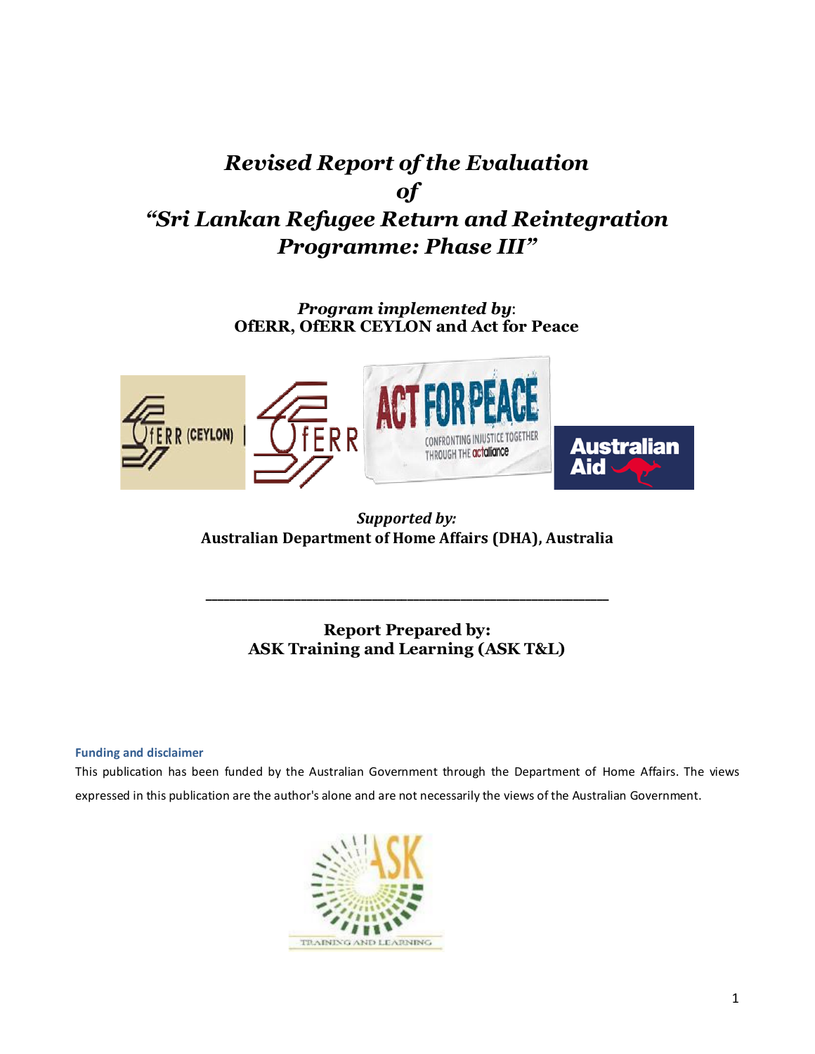# *Revised Report of the Evaluation of "Sri Lankan Refugee Return and Reintegration Programme: Phase III"*

***Program implemented by*:**
**OfERR, OfERR CEYLON and Act for Peace**

***Supported by:***
**Australian Department of Home Affairs (DHA), Australia**

---

**Report Prepared by:**
**ASK Training and Learning (ASK T&L)**

#### Funding and disclaimer

This publication has been funded by the Australian Government through the Department of Home Affairs. The views expressed in this publication are the author's alone and are not necessarily the views of the Australian Government.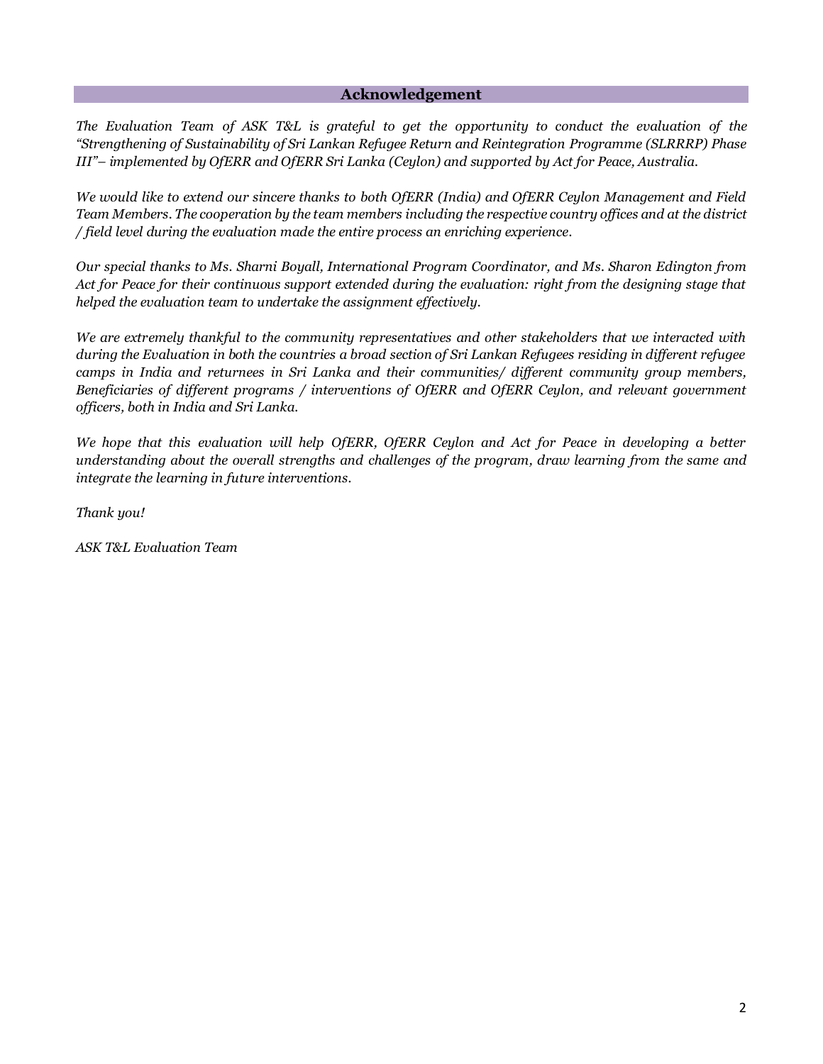## Acknowledgement

*The Evaluation Team of ASK T&L is grateful to get the opportunity to conduct the evaluation of the "Strengthening of Sustainability of Sri Lankan Refugee Return and Reintegration Programme (SLRRRP) Phase III"– implemented by OfERR and OfERR Sri Lanka (Ceylon) and supported by Act for Peace, Australia.*

*We would like to extend our sincere thanks to both OfERR (India) and OfERR Ceylon Management and Field Team Members. The cooperation by the team members including the respective country offices and at the district / field level during the evaluation made the entire process an enriching experience.*

*Our special thanks to Ms. Sharni Boyall, International Program Coordinator, and Ms. Sharon Edington from Act for Peace for their continuous support extended during the evaluation: right from the designing stage that helped the evaluation team to undertake the assignment effectively.*

*We are extremely thankful to the community representatives and other stakeholders that we interacted with during the Evaluation in both the countries a broad section of Sri Lankan Refugees residing in different refugee camps in India and returnees in Sri Lanka and their communities/ different community group members, Beneficiaries of different programs / interventions of OfERR and OfERR Ceylon, and relevant government officers, both in India and Sri Lanka.*

*We hope that this evaluation will help OfERR, OfERR Ceylon and Act for Peace in developing a better understanding about the overall strengths and challenges of the program, draw learning from the same and integrate the learning in future interventions.*

*Thank you!*

*ASK T&L Evaluation Team*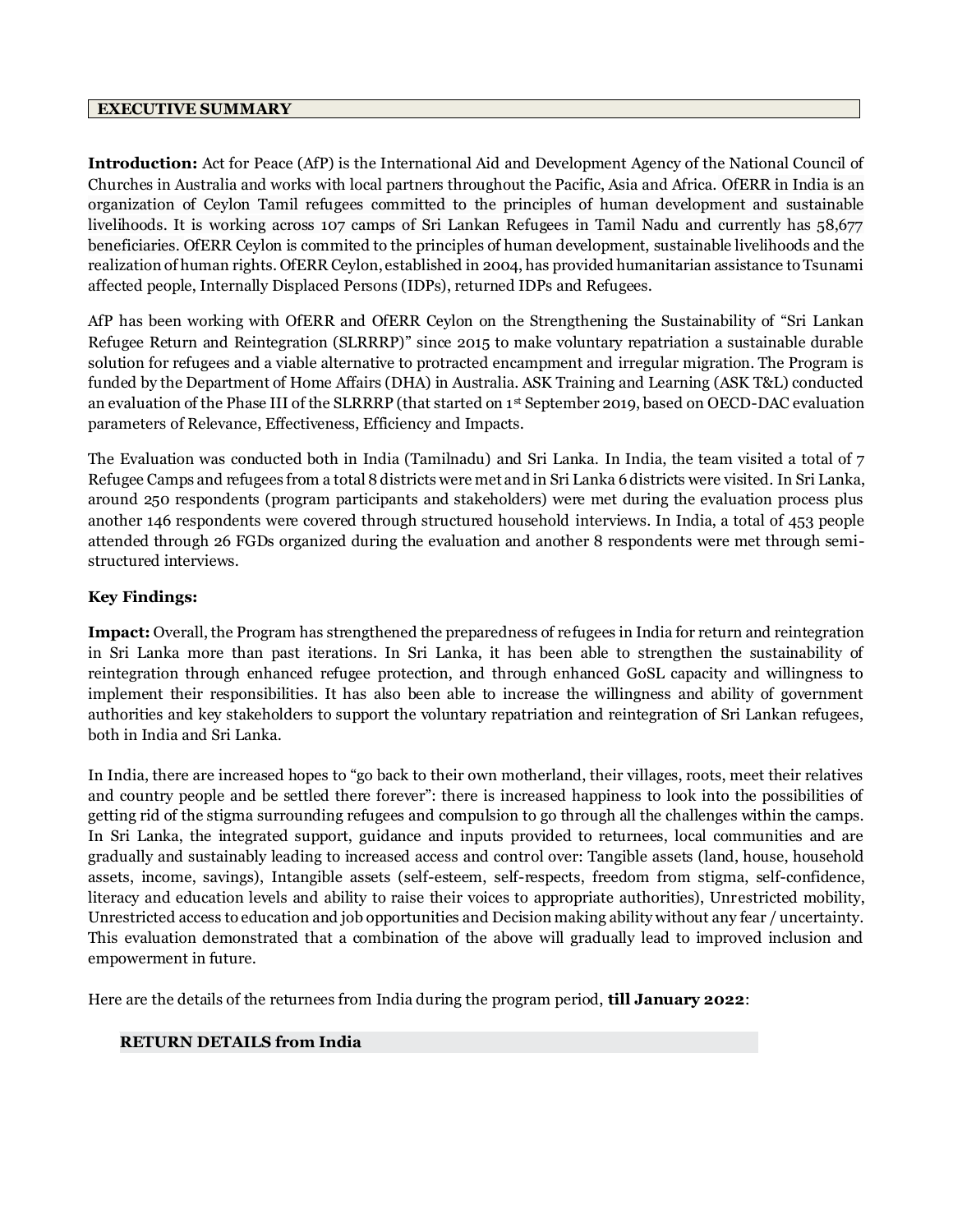## EXECUTIVE SUMMARY

**Introduction:** Act for Peace (AfP) is the International Aid and Development Agency of the National Council of Churches in Australia and works with local partners throughout the Pacific, Asia and Africa. OfERR in India is an organization of Ceylon Tamil refugees committed to the principles of human development and sustainable livelihoods. It is working across 107 camps of Sri Lankan Refugees in Tamil Nadu and currently has 58,677 beneficiaries. OfERR Ceylon is commited to the principles of human development, sustainable livelihoods and the realization of human rights. OfERR Ceylon, established in 2004, has provided humanitarian assistance to Tsunami affected people, Internally Displaced Persons (IDPs), returned IDPs and Refugees.

AfP has been working with OfERR and OfERR Ceylon on the Strengthening the Sustainability of "Sri Lankan Refugee Return and Reintegration (SLRRRP)" since 2015 to make voluntary repatriation a sustainable durable solution for refugees and a viable alternative to protracted encampment and irregular migration. The Program is funded by the Department of Home Affairs (DHA) in Australia. ASK Training and Learning (ASK T&L) conducted an evaluation of the Phase III of the SLRRRP (that started on 1st September 2019, based on OECD-DAC evaluation parameters of Relevance, Effectiveness, Efficiency and Impacts.

The Evaluation was conducted both in India (Tamilnadu) and Sri Lanka. In India, the team visited a total of 7 Refugee Camps and refugees from a total 8 districts were met and in Sri Lanka 6 districts were visited. In Sri Lanka, around 250 respondents (program participants and stakeholders) were met during the evaluation process plus another 146 respondents were covered through structured household interviews. In India, a total of 453 people attended through 26 FGDs organized during the evaluation and another 8 respondents were met through semi-structured interviews.

**Key Findings:**

**Impact:** Overall, the Program has strengthened the preparedness of refugees in India for return and reintegration in Sri Lanka more than past iterations. In Sri Lanka, it has been able to strengthen the sustainability of reintegration through enhanced refugee protection, and through enhanced GoSL capacity and willingness to implement their responsibilities. It has also been able to increase the willingness and ability of government authorities and key stakeholders to support the voluntary repatriation and reintegration of Sri Lankan refugees, both in India and Sri Lanka.

In India, there are increased hopes to "go back to their own motherland, their villages, roots, meet their relatives and country people and be settled there forever": there is increased happiness to look into the possibilities of getting rid of the stigma surrounding refugees and compulsion to go through all the challenges within the camps. In Sri Lanka, the integrated support, guidance and inputs provided to returnees, local communities and are gradually and sustainably leading to increased access and control over: Tangible assets (land, house, household assets, income, savings), Intangible assets (self-esteem, self-respects, freedom from stigma, self-confidence, literacy and education levels and ability to raise their voices to appropriate authorities), Unrestricted mobility, Unrestricted access to education and job opportunities and Decision making ability without any fear / uncertainty. This evaluation demonstrated that a combination of the above will gradually lead to improved inclusion and empowerment in future.

Here are the details of the returnees from India during the program period, **till January 2022**:

**RETURN DETAILS from India**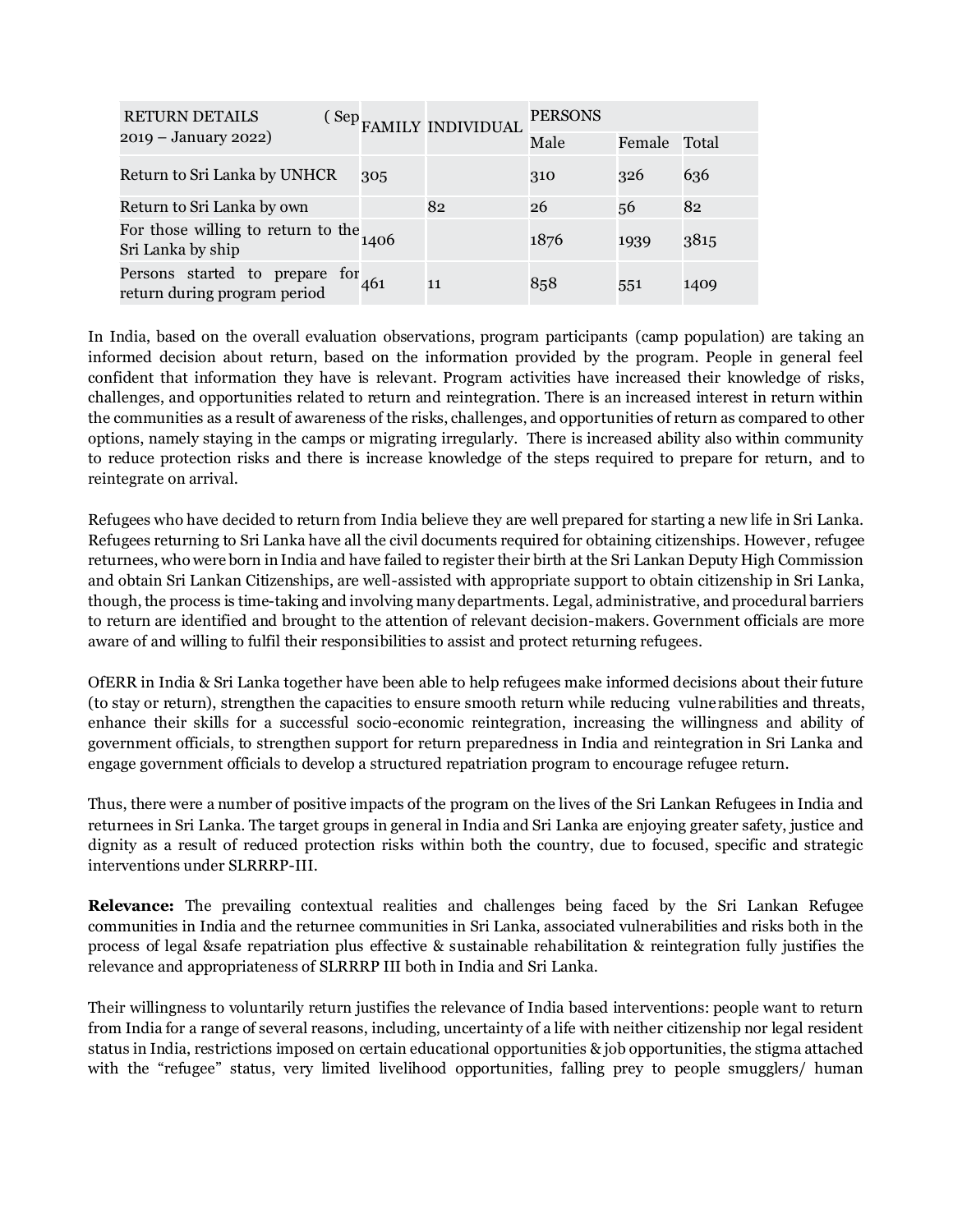| RETURN DETAILS (Sep 2019 – January 2022) | FAMILY | INDIVIDUAL | PERSONS | | |
|---|---|---|---|---|---|
| | | | Male | Female | Total |
| Return to Sri Lanka by UNHCR | 305 | | 310 | 326 | 636 |
| Return to Sri Lanka by own | | 82 | 26 | 56 | 82 |
| For those willing to return to the Sri Lanka by ship | 1406 | | 1876 | 1939 | 3815 |
| Persons started to prepare for return during program period | 461 | 11 | 858 | 551 | 1409 |

In India, based on the overall evaluation observations, program participants (camp population) are taking an informed decision about return, based on the information provided by the program. People in general feel confident that information they have is relevant. Program activities have increased their knowledge of risks, challenges, and opportunities related to return and reintegration. There is an increased interest in return within the communities as a result of awareness of the risks, challenges, and opportunities of return as compared to other options, namely staying in the camps or migrating irregularly. There is increased ability also within community to reduce protection risks and there is increase knowledge of the steps required to prepare for return, and to reintegrate on arrival.

Refugees who have decided to return from India believe they are well prepared for starting a new life in Sri Lanka. Refugees returning to Sri Lanka have all the civil documents required for obtaining citizenships. However, refugee returnees, who were born in India and have failed to register their birth at the Sri Lankan Deputy High Commission and obtain Sri Lankan Citizenships, are well-assisted with appropriate support to obtain citizenship in Sri Lanka, though, the process is time-taking and involving many departments. Legal, administrative, and procedural barriers to return are identified and brought to the attention of relevant decision-makers. Government officials are more aware of and willing to fulfil their responsibilities to assist and protect returning refugees.

OfERR in India & Sri Lanka together have been able to help refugees make informed decisions about their future (to stay or return), strengthen the capacities to ensure smooth return while reducing vulnerabilities and threats, enhance their skills for a successful socio-economic reintegration, increasing the willingness and ability of government officials, to strengthen support for return preparedness in India and reintegration in Sri Lanka and engage government officials to develop a structured repatriation program to encourage refugee return.

Thus, there were a number of positive impacts of the program on the lives of the Sri Lankan Refugees in India and returnees in Sri Lanka. The target groups in general in India and Sri Lanka are enjoying greater safety, justice and dignity as a result of reduced protection risks within both the country, due to focused, specific and strategic interventions under SLRRRP-III.

**Relevance:** The prevailing contextual realities and challenges being faced by the Sri Lankan Refugee communities in India and the returnee communities in Sri Lanka, associated vulnerabilities and risks both in the process of legal &safe repatriation plus effective & sustainable rehabilitation & reintegration fully justifies the relevance and appropriateness of SLRRRP III both in India and Sri Lanka.

Their willingness to voluntarily return justifies the relevance of India based interventions: people want to return from India for a range of several reasons, including, uncertainty of a life with neither citizenship nor legal resident status in India, restrictions imposed on certain educational opportunities & job opportunities, the stigma attached with the "refugee" status, very limited livelihood opportunities, falling prey to people smugglers/ human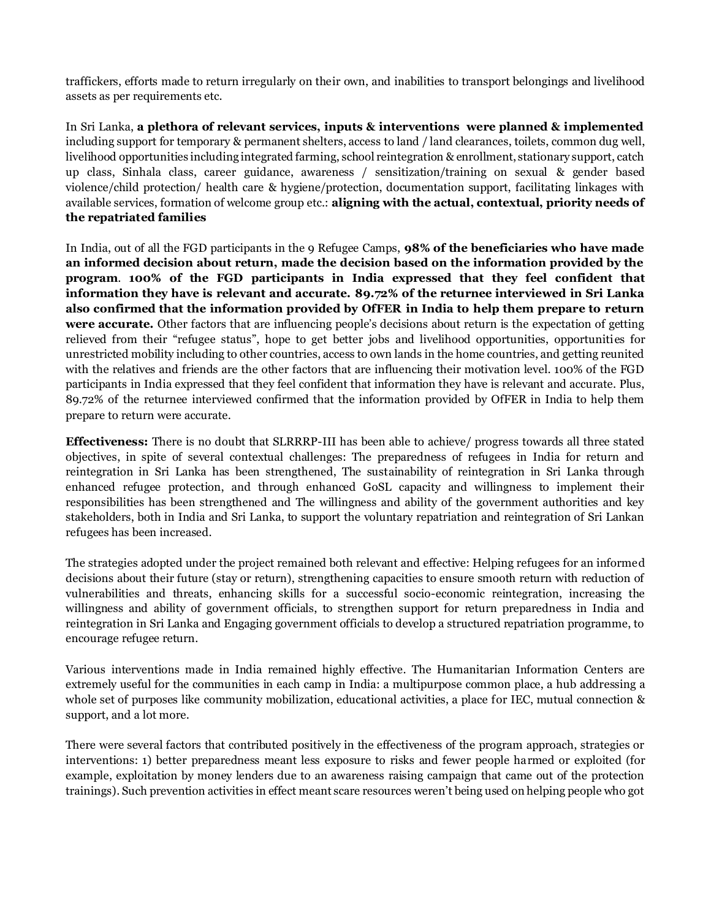traffickers, efforts made to return irregularly on their own, and inabilities to transport belongings and livelihood assets as per requirements etc.

In Sri Lanka, **a plethora of relevant services, inputs & interventions were planned & implemented** including support for temporary & permanent shelters, access to land / land clearances, toilets, common dug well, livelihood opportunities including integrated farming, school reintegration & enrollment, stationary support, catch up class, Sinhala class, career guidance, awareness / sensitization/training on sexual & gender based violence/child protection/ health care & hygiene/protection, documentation support, facilitating linkages with available services, formation of welcome group etc.: **aligning with the actual, contextual, priority needs of the repatriated families**

In India, out of all the FGD participants in the 9 Refugee Camps, **98% of the beneficiaries who have made an informed decision about return, made the decision based on the information provided by the program**. **100% of the FGD participants in India expressed that they feel confident that information they have is relevant and accurate. 89.72% of the returnee interviewed in Sri Lanka also confirmed that the information provided by OfFER in India to help them prepare to return were accurate.** Other factors that are influencing people's decisions about return is the expectation of getting relieved from their "refugee status", hope to get better jobs and livelihood opportunities, opportunities for unrestricted mobility including to other countries, access to own lands in the home countries, and getting reunited with the relatives and friends are the other factors that are influencing their motivation level. 100% of the FGD participants in India expressed that they feel confident that information they have is relevant and accurate. Plus, 89.72% of the returnee interviewed confirmed that the information provided by OfFER in India to help them prepare to return were accurate.

**Effectiveness:** There is no doubt that SLRRRP-III has been able to achieve/ progress towards all three stated objectives, in spite of several contextual challenges: The preparedness of refugees in India for return and reintegration in Sri Lanka has been strengthened, The sustainability of reintegration in Sri Lanka through enhanced refugee protection, and through enhanced GoSL capacity and willingness to implement their responsibilities has been strengthened and The willingness and ability of the government authorities and key stakeholders, both in India and Sri Lanka, to support the voluntary repatriation and reintegration of Sri Lankan refugees has been increased.

The strategies adopted under the project remained both relevant and effective: Helping refugees for an informed decisions about their future (stay or return), strengthening capacities to ensure smooth return with reduction of vulnerabilities and threats, enhancing skills for a successful socio-economic reintegration, increasing the willingness and ability of government officials, to strengthen support for return preparedness in India and reintegration in Sri Lanka and Engaging government officials to develop a structured repatriation programme, to encourage refugee return.

Various interventions made in India remained highly effective. The Humanitarian Information Centers are extremely useful for the communities in each camp in India: a multipurpose common place, a hub addressing a whole set of purposes like community mobilization, educational activities, a place for IEC, mutual connection & support, and a lot more.

There were several factors that contributed positively in the effectiveness of the program approach, strategies or interventions: 1) better preparedness meant less exposure to risks and fewer people harmed or exploited (for example, exploitation by money lenders due to an awareness raising campaign that came out of the protection trainings). Such prevention activities in effect meant scare resources weren't being used on helping people who got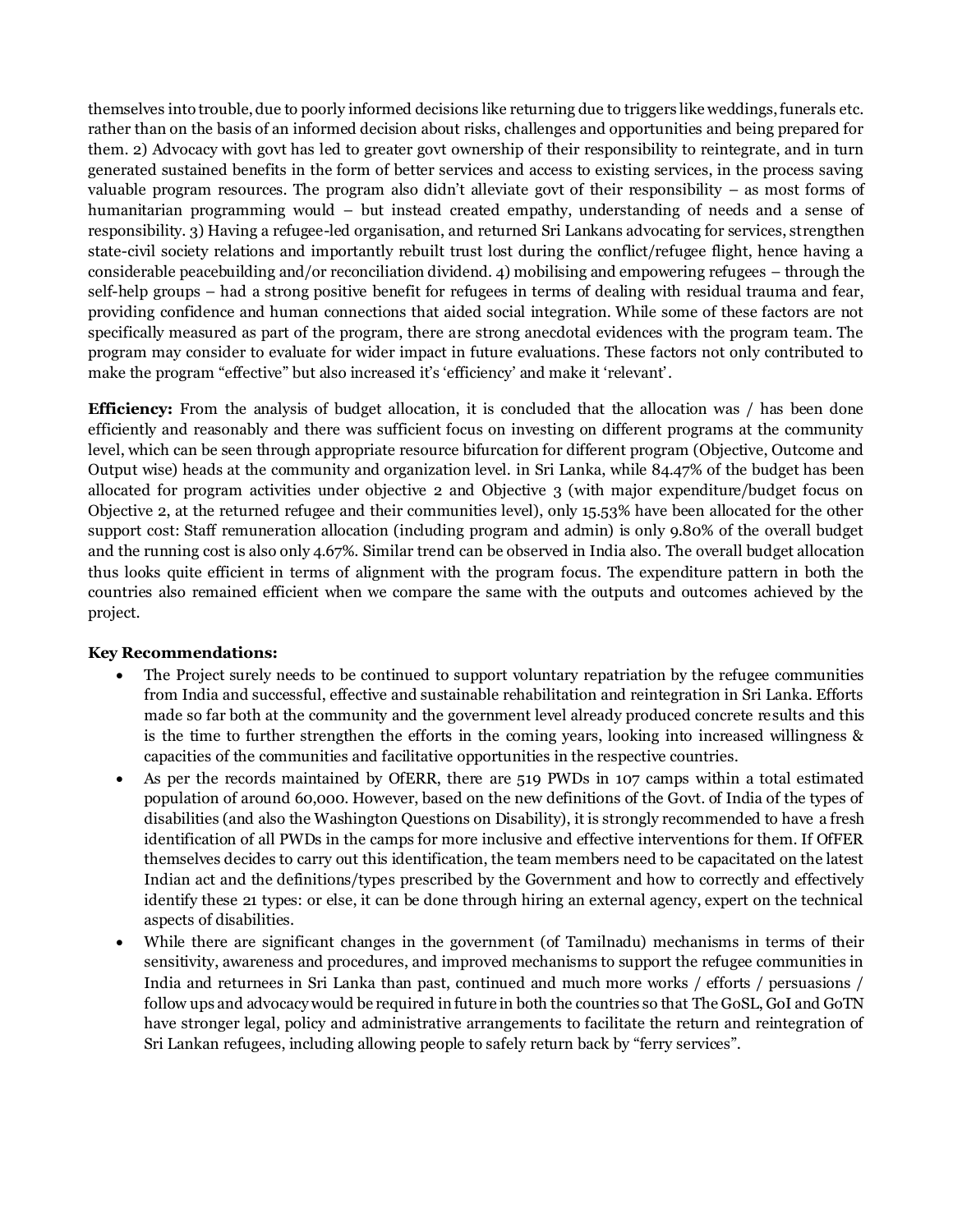themselves into trouble, due to poorly informed decisions like returning due to triggers like weddings, funerals etc. rather than on the basis of an informed decision about risks, challenges and opportunities and being prepared for them. 2) Advocacy with govt has led to greater govt ownership of their responsibility to reintegrate, and in turn generated sustained benefits in the form of better services and access to existing services, in the process saving valuable program resources. The program also didn't alleviate govt of their responsibility – as most forms of humanitarian programming would – but instead created empathy, understanding of needs and a sense of responsibility. 3) Having a refugee-led organisation, and returned Sri Lankans advocating for services, strengthen state-civil society relations and importantly rebuilt trust lost during the conflict/refugee flight, hence having a considerable peacebuilding and/or reconciliation dividend. 4) mobilising and empowering refugees – through the self-help groups – had a strong positive benefit for refugees in terms of dealing with residual trauma and fear, providing confidence and human connections that aided social integration. While some of these factors are not specifically measured as part of the program, there are strong anecdotal evidences with the program team. The program may consider to evaluate for wider impact in future evaluations. These factors not only contributed to make the program "effective" but also increased it's 'efficiency' and make it 'relevant'.

**Efficiency:** From the analysis of budget allocation, it is concluded that the allocation was / has been done efficiently and reasonably and there was sufficient focus on investing on different programs at the community level, which can be seen through appropriate resource bifurcation for different program (Objective, Outcome and Output wise) heads at the community and organization level. in Sri Lanka, while 84.47% of the budget has been allocated for program activities under objective 2 and Objective 3 (with major expenditure/budget focus on Objective 2, at the returned refugee and their communities level), only 15.53% have been allocated for the other support cost: Staff remuneration allocation (including program and admin) is only 9.80% of the overall budget and the running cost is also only 4.67%. Similar trend can be observed in India also. The overall budget allocation thus looks quite efficient in terms of alignment with the program focus. The expenditure pattern in both the countries also remained efficient when we compare the same with the outputs and outcomes achieved by the project.

**Key Recommendations:**

- The Project surely needs to be continued to support voluntary repatriation by the refugee communities from India and successful, effective and sustainable rehabilitation and reintegration in Sri Lanka. Efforts made so far both at the community and the government level already produced concrete results and this is the time to further strengthen the efforts in the coming years, looking into increased willingness & capacities of the communities and facilitative opportunities in the respective countries.
- As per the records maintained by OfERR, there are 519 PWDs in 107 camps within a total estimated population of around 60,000. However, based on the new definitions of the Govt. of India of the types of disabilities (and also the Washington Questions on Disability), it is strongly recommended to have a fresh identification of all PWDs in the camps for more inclusive and effective interventions for them. If OfFER themselves decides to carry out this identification, the team members need to be capacitated on the latest Indian act and the definitions/types prescribed by the Government and how to correctly and effectively identify these 21 types: or else, it can be done through hiring an external agency, expert on the technical aspects of disabilities.
- While there are significant changes in the government (of Tamilnadu) mechanisms in terms of their sensitivity, awareness and procedures, and improved mechanisms to support the refugee communities in India and returnees in Sri Lanka than past, continued and much more works / efforts / persuasions / follow ups and advocacy would be required in future in both the countries so that The GoSL, GoI and GoTN have stronger legal, policy and administrative arrangements to facilitate the return and reintegration of Sri Lankan refugees, including allowing people to safely return back by "ferry services".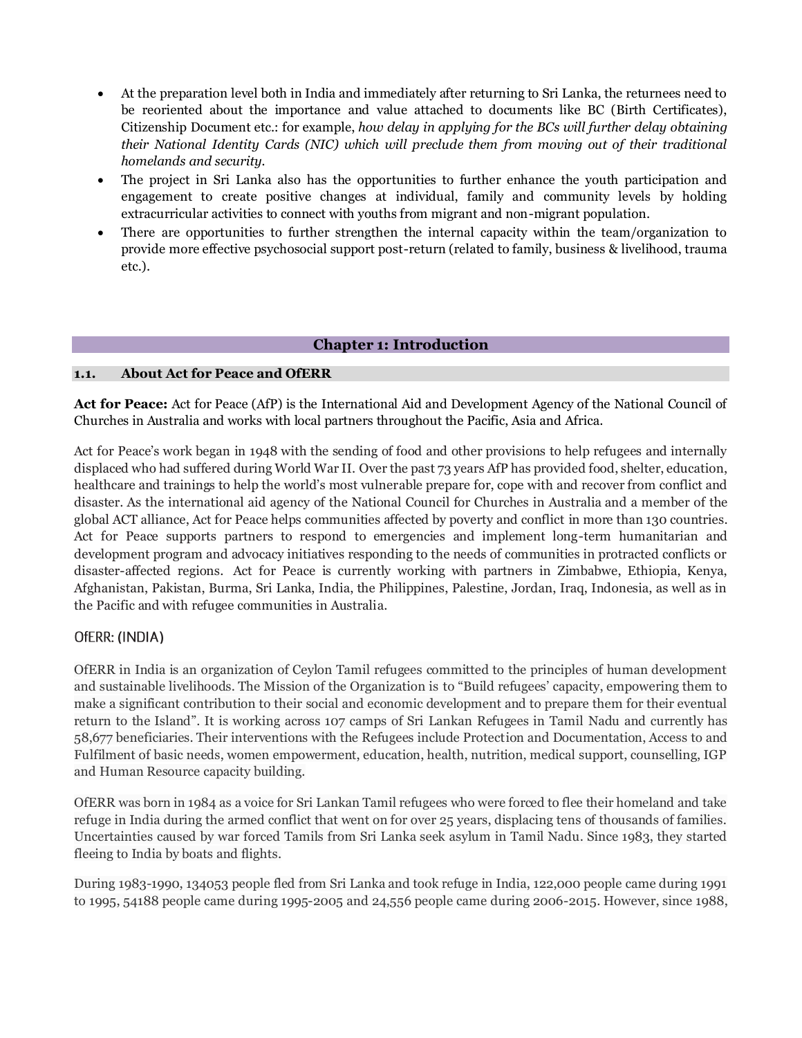- At the preparation level both in India and immediately after returning to Sri Lanka, the returnees need to be reoriented about the importance and value attached to documents like BC (Birth Certificates), Citizenship Document etc.: for example, *how delay in applying for the BCs will further delay obtaining their National Identity Cards (NIC) which will preclude them from moving out of their traditional homelands and security.*
- The project in Sri Lanka also has the opportunities to further enhance the youth participation and engagement to create positive changes at individual, family and community levels by holding extracurricular activities to connect with youths from migrant and non-migrant population.
- There are opportunities to further strengthen the internal capacity within the team/organization to provide more effective psychosocial support post-return (related to family, business & livelihood, trauma etc.).

# Chapter 1: Introduction

## 1.1. About Act for Peace and OfERR

**Act for Peace:** Act for Peace (AfP) is the International Aid and Development Agency of the National Council of Churches in Australia and works with local partners throughout the Pacific, Asia and Africa.

Act for Peace's work began in 1948 with the sending of food and other provisions to help refugees and internally displaced who had suffered during World War II. Over the past 73 years AfP has provided food, shelter, education, healthcare and trainings to help the world's most vulnerable prepare for, cope with and recover from conflict and disaster. As the international aid agency of the National Council for Churches in Australia and a member of the global ACT alliance, Act for Peace helps communities affected by poverty and conflict in more than 130 countries. Act for Peace supports partners to respond to emergencies and implement long-term humanitarian and development program and advocacy initiatives responding to the needs of communities in protracted conflicts or disaster-affected regions. Act for Peace is currently working with partners in Zimbabwe, Ethiopia, Kenya, Afghanistan, Pakistan, Burma, Sri Lanka, India, the Philippines, Palestine, Jordan, Iraq, Indonesia, as well as in the Pacific and with refugee communities in Australia.

### OfERR: (INDIA)

OfERR in India is an organization of Ceylon Tamil refugees committed to the principles of human development and sustainable livelihoods. The Mission of the Organization is to "Build refugees' capacity, empowering them to make a significant contribution to their social and economic development and to prepare them for their eventual return to the Island". It is working across 107 camps of Sri Lankan Refugees in Tamil Nadu and currently has 58,677 beneficiaries. Their interventions with the Refugees include Protection and Documentation, Access to and Fulfilment of basic needs, women empowerment, education, health, nutrition, medical support, counselling, IGP and Human Resource capacity building.

OfERR was born in 1984 as a voice for Sri Lankan Tamil refugees who were forced to flee their homeland and take refuge in India during the armed conflict that went on for over 25 years, displacing tens of thousands of families. Uncertainties caused by war forced Tamils from Sri Lanka seek asylum in Tamil Nadu. Since 1983, they started fleeing to India by boats and flights.

During 1983-1990, 134053 people fled from Sri Lanka and took refuge in India, 122,000 people came during 1991 to 1995, 54188 people came during 1995-2005 and 24,556 people came during 2006-2015. However, since 1988,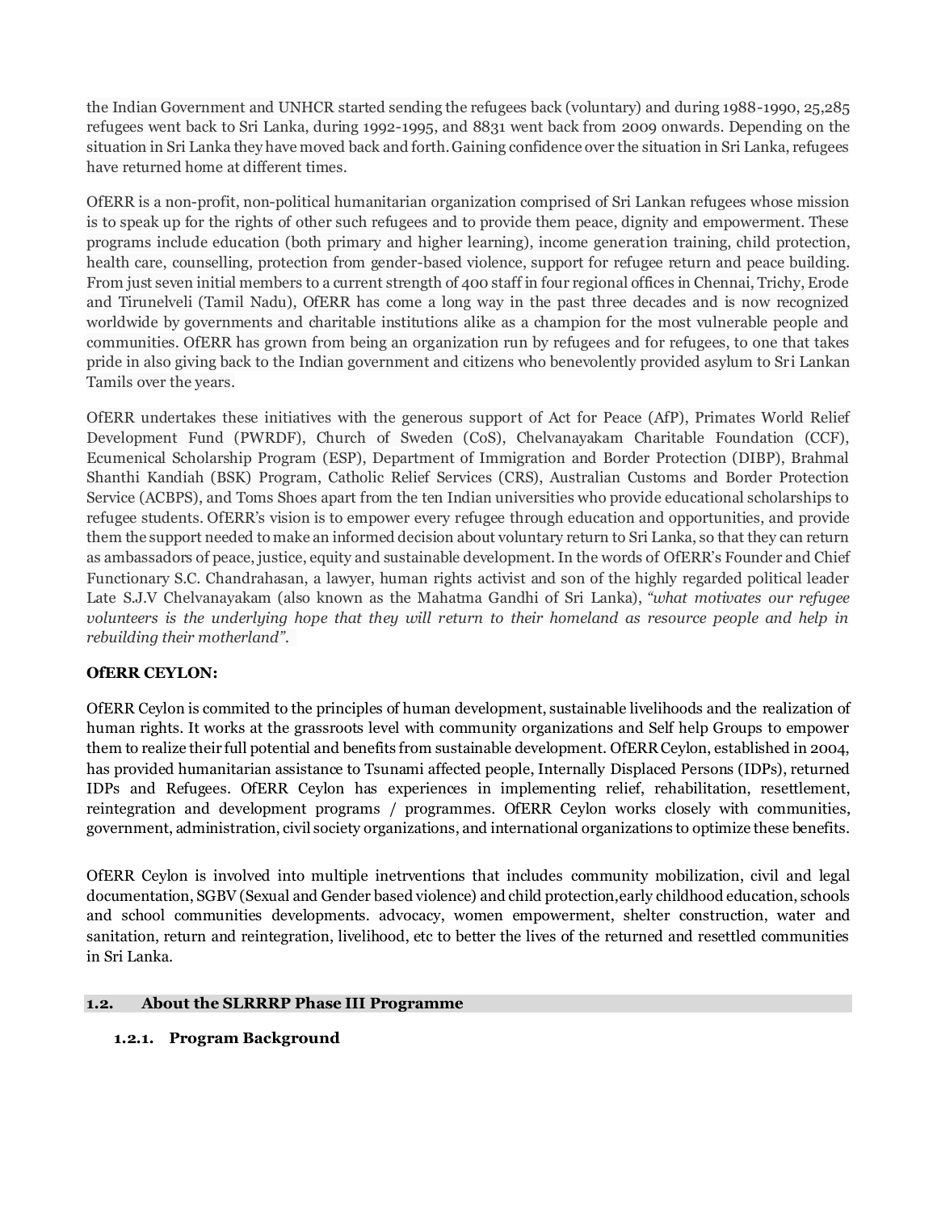the Indian Government and UNHCR started sending the refugees back (voluntary) and during 1988-1990, 25,285 refugees went back to Sri Lanka, during 1992-1995, and 8831 went back from 2009 onwards. Depending on the situation in Sri Lanka they have moved back and forth. Gaining confidence over the situation in Sri Lanka, refugees have returned home at different times.

OfERR is a non-profit, non-political humanitarian organization comprised of Sri Lankan refugees whose mission is to speak up for the rights of other such refugees and to provide them peace, dignity and empowerment. These programs include education (both primary and higher learning), income generation training, child protection, health care, counselling, protection from gender-based violence, support for refugee return and peace building. From just seven initial members to a current strength of 400 staff in four regional offices in Chennai, Trichy, Erode and Tirunelveli (Tamil Nadu), OfERR has come a long way in the past three decades and is now recognized worldwide by governments and charitable institutions alike as a champion for the most vulnerable people and communities. OfERR has grown from being an organization run by refugees and for refugees, to one that takes pride in also giving back to the Indian government and citizens who benevolently provided asylum to Sri Lankan Tamils over the years.

OfERR undertakes these initiatives with the generous support of Act for Peace (AfP), Primates World Relief Development Fund (PWRDF), Church of Sweden (CoS), Chelvanayakam Charitable Foundation (CCF), Ecumenical Scholarship Program (ESP), Department of Immigration and Border Protection (DIBP), Brahmal Shanthi Kandiah (BSK) Program, Catholic Relief Services (CRS), Australian Customs and Border Protection Service (ACBPS), and Toms Shoes apart from the ten Indian universities who provide educational scholarships to refugee students. OfERR's vision is to empower every refugee through education and opportunities, and provide them the support needed to make an informed decision about voluntary return to Sri Lanka, so that they can return as ambassadors of peace, justice, equity and sustainable development. In the words of OfERR's Founder and Chief Functionary S.C. Chandrahasan, a lawyer, human rights activist and son of the highly regarded political leader Late S.J.V Chelvanayakam (also known as the Mahatma Gandhi of Sri Lanka), *"what motivates our refugee volunteers is the underlying hope that they will return to their homeland as resource people and help in rebuilding their motherland".*

**OfERR CEYLON:**

OfERR Ceylon is commited to the principles of human development, sustainable livelihoods and the realization of human rights. It works at the grassroots level with community organizations and Self help Groups to empower them to realize their full potential and benefits from sustainable development. OfERR Ceylon, established in 2004, has provided humanitarian assistance to Tsunami affected people, Internally Displaced Persons (IDPs), returned IDPs and Refugees. OfERR Ceylon has experiences in implementing relief, rehabilitation, resettlement, reintegration and development programs / programmes. OfERR Ceylon works closely with communities, government, administration, civil society organizations, and international organizations to optimize these benefits.

OfERR Ceylon is involved into multiple inetrventions that includes community mobilization, civil and legal documentation, SGBV (Sexual and Gender based violence) and child protection,early childhood education, schools and school communities developments. advocacy, women empowerment, shelter construction, water and sanitation, return and reintegration, livelihood, etc to better the lives of the returned and resettled communities in Sri Lanka.

## 1.2. About the SLRRRP Phase III Programme

### 1.2.1. Program Background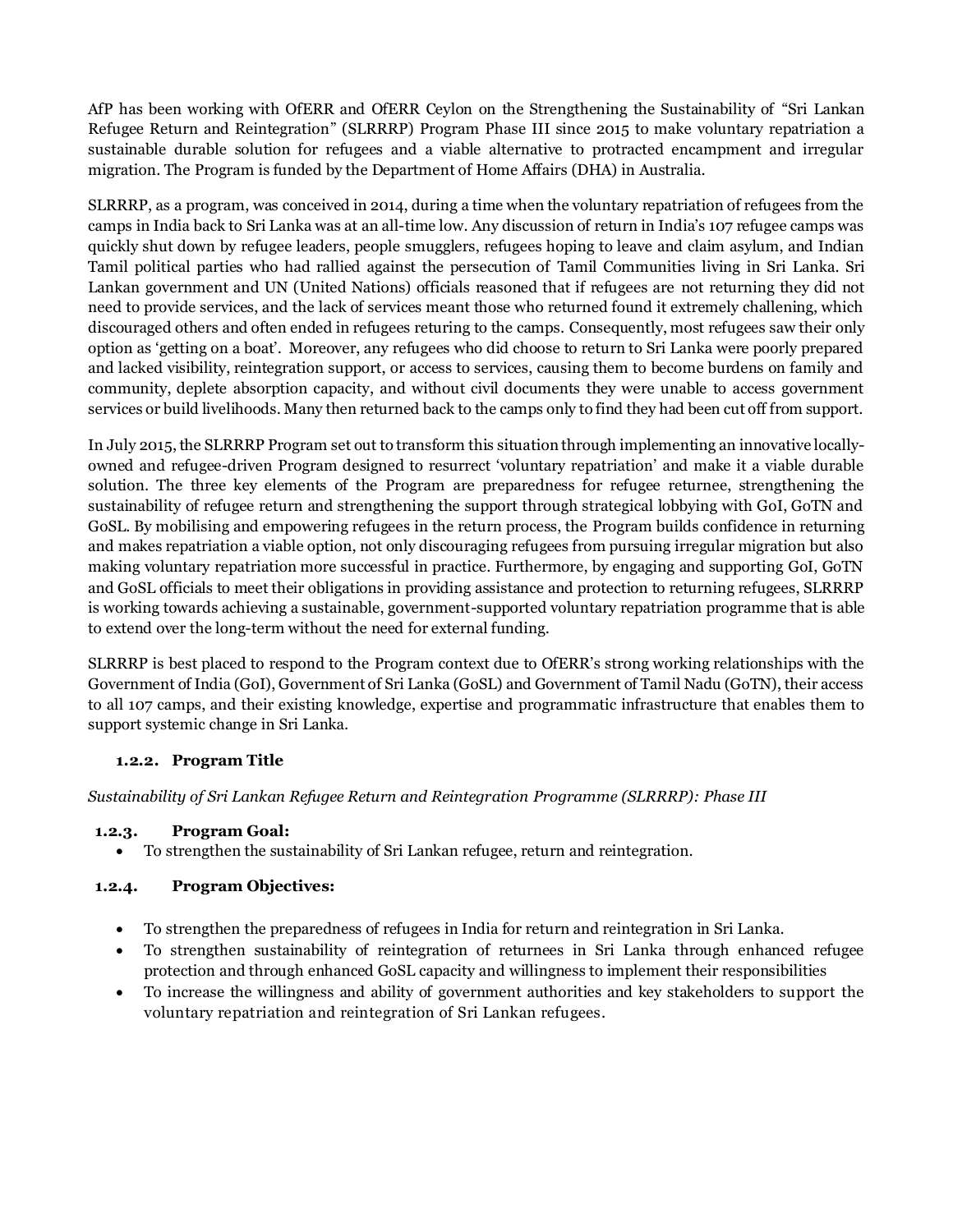AfP has been working with OfERR and OfERR Ceylon on the Strengthening the Sustainability of "Sri Lankan Refugee Return and Reintegration" (SLRRRP) Program Phase III since 2015 to make voluntary repatriation a sustainable durable solution for refugees and a viable alternative to protracted encampment and irregular migration. The Program is funded by the Department of Home Affairs (DHA) in Australia.

SLRRRP, as a program, was conceived in 2014, during a time when the voluntary repatriation of refugees from the camps in India back to Sri Lanka was at an all-time low. Any discussion of return in India's 107 refugee camps was quickly shut down by refugee leaders, people smugglers, refugees hoping to leave and claim asylum, and Indian Tamil political parties who had rallied against the persecution of Tamil Communities living in Sri Lanka. Sri Lankan government and UN (United Nations) officials reasoned that if refugees are not returning they did not need to provide services, and the lack of services meant those who returned found it extremely challenging, which discouraged others and often ended in refugees returing to the camps. Consequently, most refugees saw their only option as 'getting on a boat'. Moreover, any refugees who did choose to return to Sri Lanka were poorly prepared and lacked visibility, reintegration support, or access to services, causing them to become burdens on family and community, deplete absorption capacity, and without civil documents they were unable to access government services or build livelihoods. Many then returned back to the camps only to find they had been cut off from support.

In July 2015, the SLRRRP Program set out to transform this situation through implementing an innovative locally-owned and refugee-driven Program designed to resurrect 'voluntary repatriation' and make it a viable durable solution. The three key elements of the Program are preparedness for refugee returnee, strengthening the sustainability of refugee return and strengthening the support through strategical lobbying with GoI, GoTN and GoSL. By mobilising and empowering refugees in the return process, the Program builds confidence in returning and makes repatriation a viable option, not only discouraging refugees from pursuing irregular migration but also making voluntary repatriation more successful in practice. Furthermore, by engaging and supporting GoI, GoTN and GoSL officials to meet their obligations in providing assistance and protection to returning refugees, SLRRRP is working towards achieving a sustainable, government-supported voluntary repatriation programme that is able to extend over the long-term without the need for external funding.

SLRRRP is best placed to respond to the Program context due to OfERR's strong working relationships with the Government of India (GoI), Government of Sri Lanka (GoSL) and Government of Tamil Nadu (GoTN), their access to all 107 camps, and their existing knowledge, expertise and programmatic infrastructure that enables them to support systemic change in Sri Lanka.

#### 1.2.2. Program Title

*Sustainability of Sri Lankan Refugee Return and Reintegration Programme (SLRRRP): Phase III*

#### 1.2.3. Program Goal:

- To strengthen the sustainability of Sri Lankan refugee, return and reintegration.

#### 1.2.4. Program Objectives:

- To strengthen the preparedness of refugees in India for return and reintegration in Sri Lanka.
- To strengthen sustainability of reintegration of returnees in Sri Lanka through enhanced refugee protection and through enhanced GoSL capacity and willingness to implement their responsibilities
- To increase the willingness and ability of government authorities and key stakeholders to support the voluntary repatriation and reintegration of Sri Lankan refugees.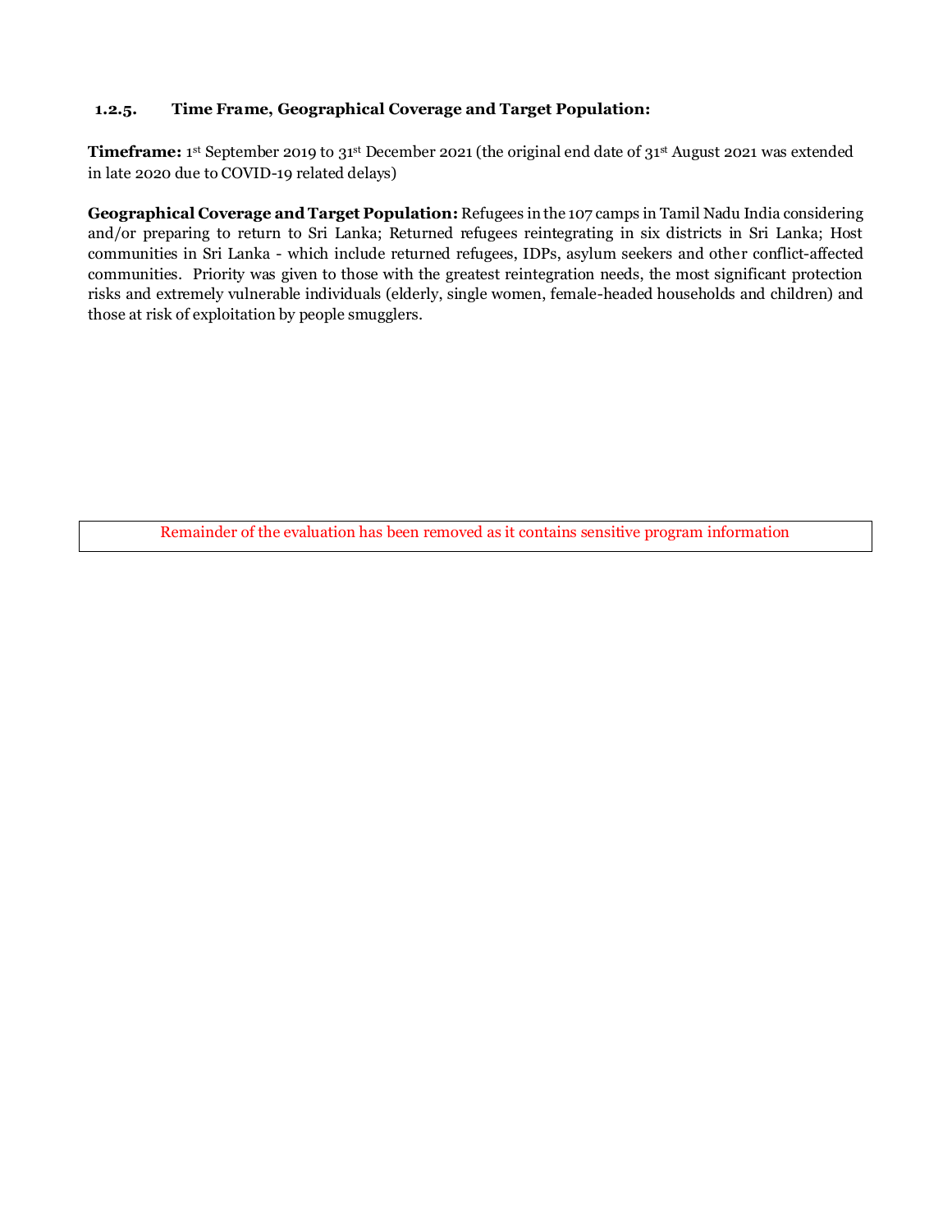### 1.2.5. Time Frame, Geographical Coverage and Target Population:

**Timeframe:** 1st September 2019 to 31st December 2021 (the original end date of 31st August 2021 was extended in late 2020 due to COVID-19 related delays)

**Geographical Coverage and Target Population:** Refugees in the 107 camps in Tamil Nadu India considering and/or preparing to return to Sri Lanka; Returned refugees reintegrating in six districts in Sri Lanka; Host communities in Sri Lanka - which include returned refugees, IDPs, asylum seekers and other conflict-affected communities. Priority was given to those with the greatest reintegration needs, the most significant protection risks and extremely vulnerable individuals (elderly, single women, female-headed households and children) and those at risk of exploitation by people smugglers.

Remainder of the evaluation has been removed as it contains sensitive program information